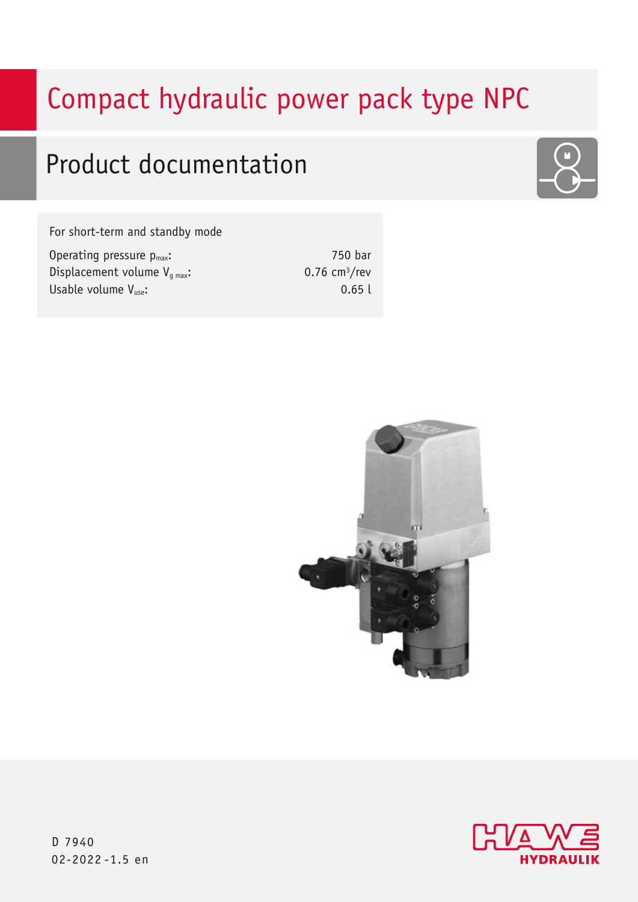# Compact hydraulic power pack type NPC

## Product documentation

For short-term and standby mode

| | |
|---|---|
| Operating pressure $p_{max}$: | 750 bar |
| Displacement volume $V_{g\ max}$: | 0.76 $cm^3$/rev |
| Usable volume $V_{use}$: | 0.65 l |

D 7940
02-2022-1.5 en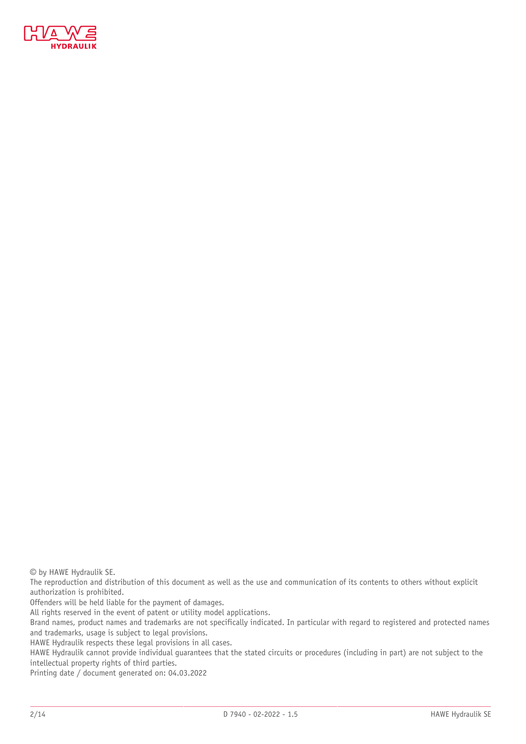© by HAWE Hydraulik SE.

The reproduction and distribution of this document as well as the use and communication of its contents to others without explicit authorization is prohibited.

Offenders will be held liable for the payment of damages.

All rights reserved in the event of patent or utility model applications.

Brand names, product names and trademarks are not specifically indicated. In particular with regard to registered and protected names and trademarks, usage is subject to legal provisions.

HAWE Hydraulik respects these legal provisions in all cases.

HAWE Hydraulik cannot provide individual guarantees that the stated circuits or procedures (including in part) are not subject to the intellectual property rights of third parties.

Printing date / document generated on: 04.03.2022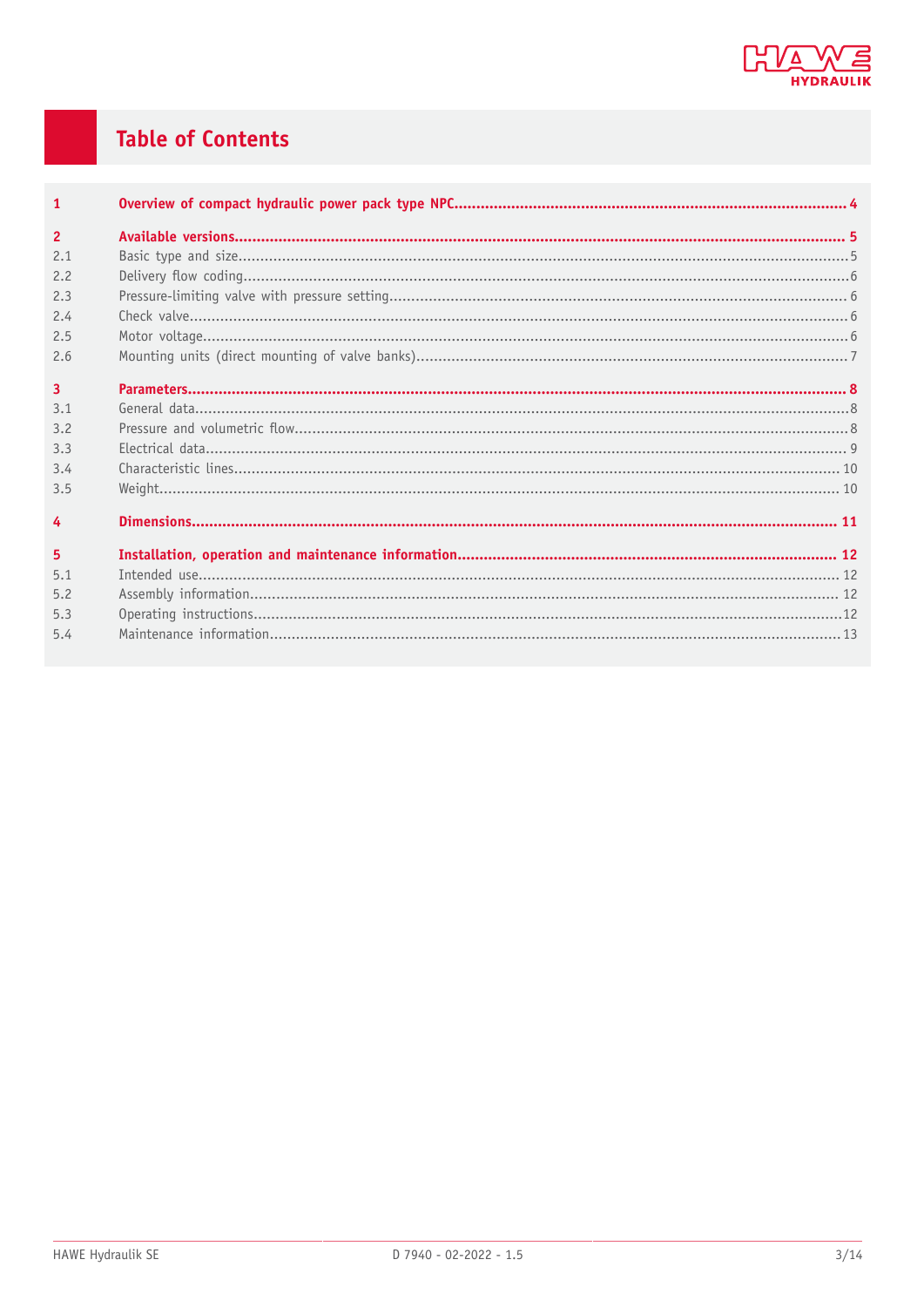# Table of Contents

| | | |
|---|---|---|
| **1** | **Overview of compact hydraulic power pack type NPC** | **4** |
| **2** | **Available versions** | **5** |
| 2.1 | Basic type and size | 5 |
| 2.2 | Delivery flow coding | 6 |
| 2.3 | Pressure-limiting valve with pressure setting | 6 |
| 2.4 | Check valve | 6 |
| 2.5 | Motor voltage | 6 |
| 2.6 | Mounting units (direct mounting of valve banks) | 7 |
| **3** | **Parameters** | **8** |
| 3.1 | General data | 8 |
| 3.2 | Pressure and volumetric flow | 8 |
| 3.3 | Electrical data | 9 |
| 3.4 | Characteristic lines | 10 |
| 3.5 | Weight | 10 |
| **4** | **Dimensions** | **11** |
| **5** | **Installation, operation and maintenance information** | **12** |
| 5.1 | Intended use | 12 |
| 5.2 | Assembly information | 12 |
| 5.3 | Operating instructions | 12 |
| 5.4 | Maintenance information | 13 |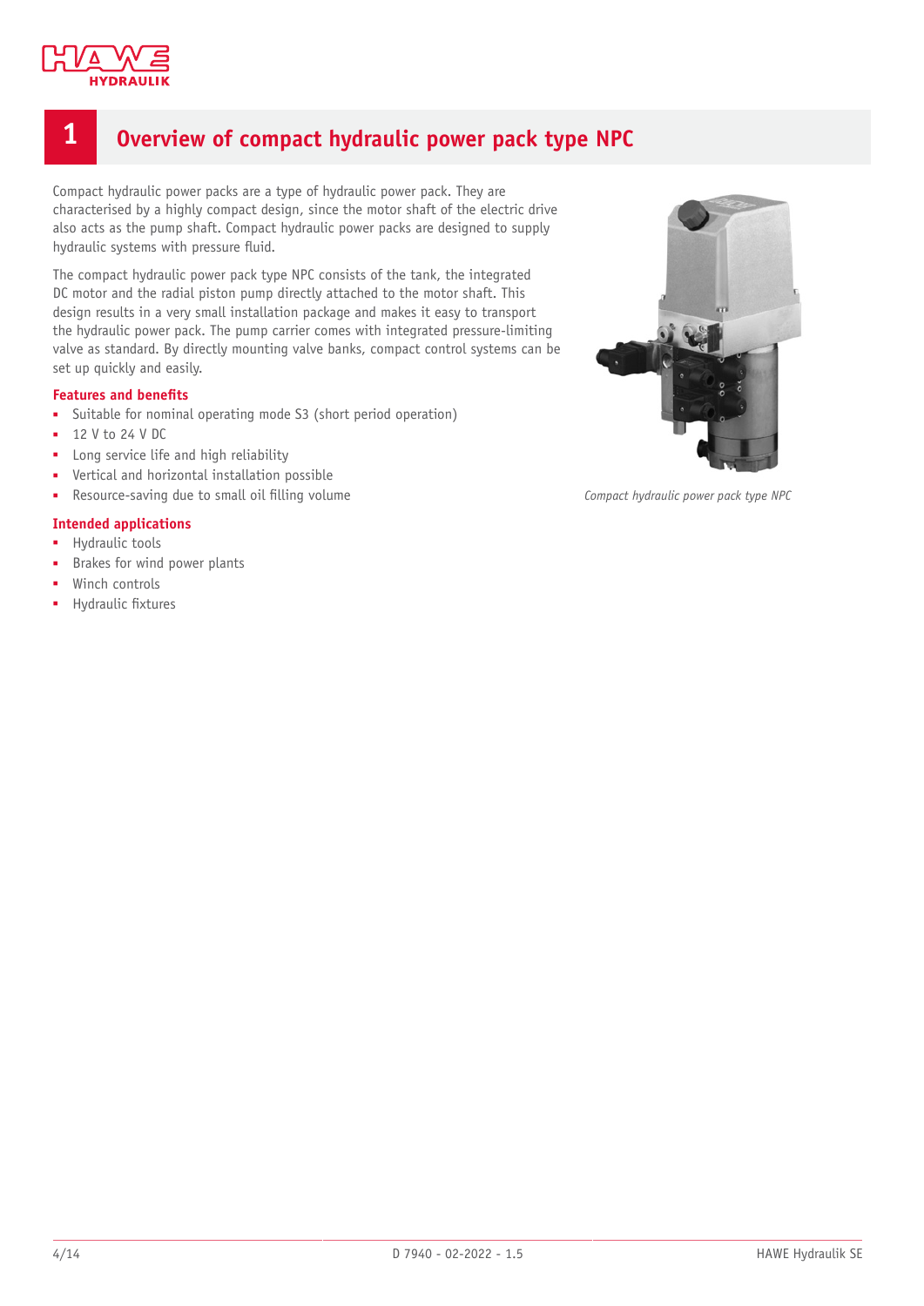# 1 Overview of compact hydraulic power pack type NPC

Compact hydraulic power packs are a type of hydraulic power pack. They are characterised by a highly compact design, since the motor shaft of the electric drive also acts as the pump shaft. Compact hydraulic power packs are designed to supply hydraulic systems with pressure fluid.

The compact hydraulic power pack type NPC consists of the tank, the integrated DC motor and the radial piston pump directly attached to the motor shaft. This design results in a very small installation package and makes it easy to transport the hydraulic power pack. The pump carrier comes with integrated pressure-limiting valve as standard. By directly mounting valve banks, compact control systems can be set up quickly and easily.

### Features and benefits

- Suitable for nominal operating mode S3 (short period operation)
- 12 V to 24 V DC
- Long service life and high reliability
- Vertical and horizontal installation possible
- Resource-saving due to small oil filling volume

### Intended applications

- Hydraulic tools
- Brakes for wind power plants
- Winch controls
- Hydraulic fixtures

*Compact hydraulic power pack type NPC*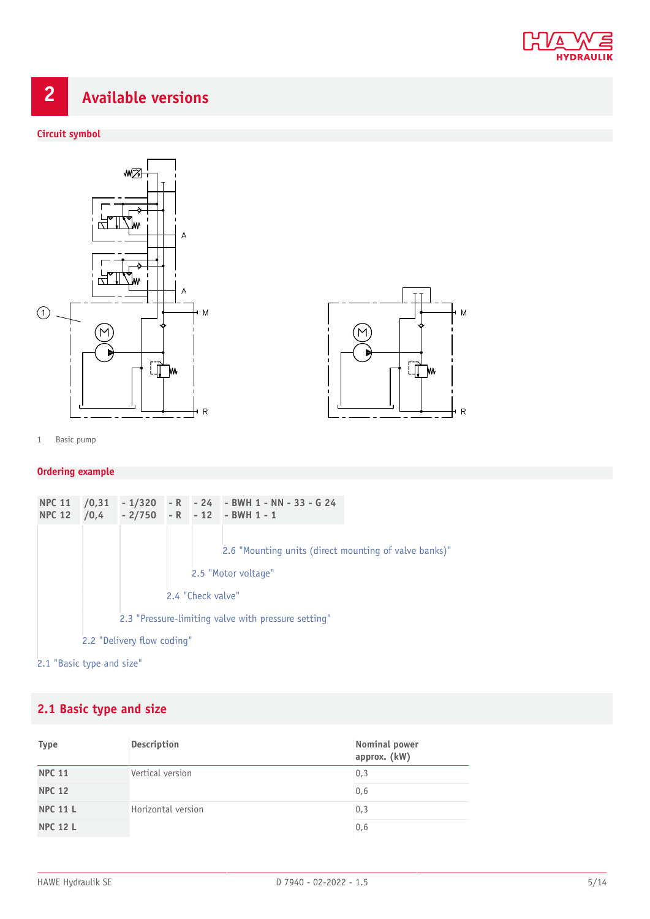## 2 Available versions

### Circuit symbol

1 Basic pump

### Ordering example

| NPC 11 | /0,31 | - 1/320 | - R | - 24 | - BWH 1 - NN - 33 - G 24 |
|---|---|---|---|---|---|
| NPC 12 | /0,4 | - 2/750 | - R | - 12 | - BWH 1 - 1 |

2.6 "Mounting units (direct mounting of valve banks)"

2.5 "Motor voltage"

2.4 "Check valve"

2.3 "Pressure-limiting valve with pressure setting"

2.2 "Delivery flow coding"

2.1 "Basic type and size"

## 2.1 Basic type and size

| Type | Description | Nominal power approx. (kW) |
|---|---|---|
| NPC 11 | Vertical version | 0,3 |
| NPC 12 | | 0,6 |
| NPC 11 L | Horizontal version | 0,3 |
| NPC 12 L | | 0,6 |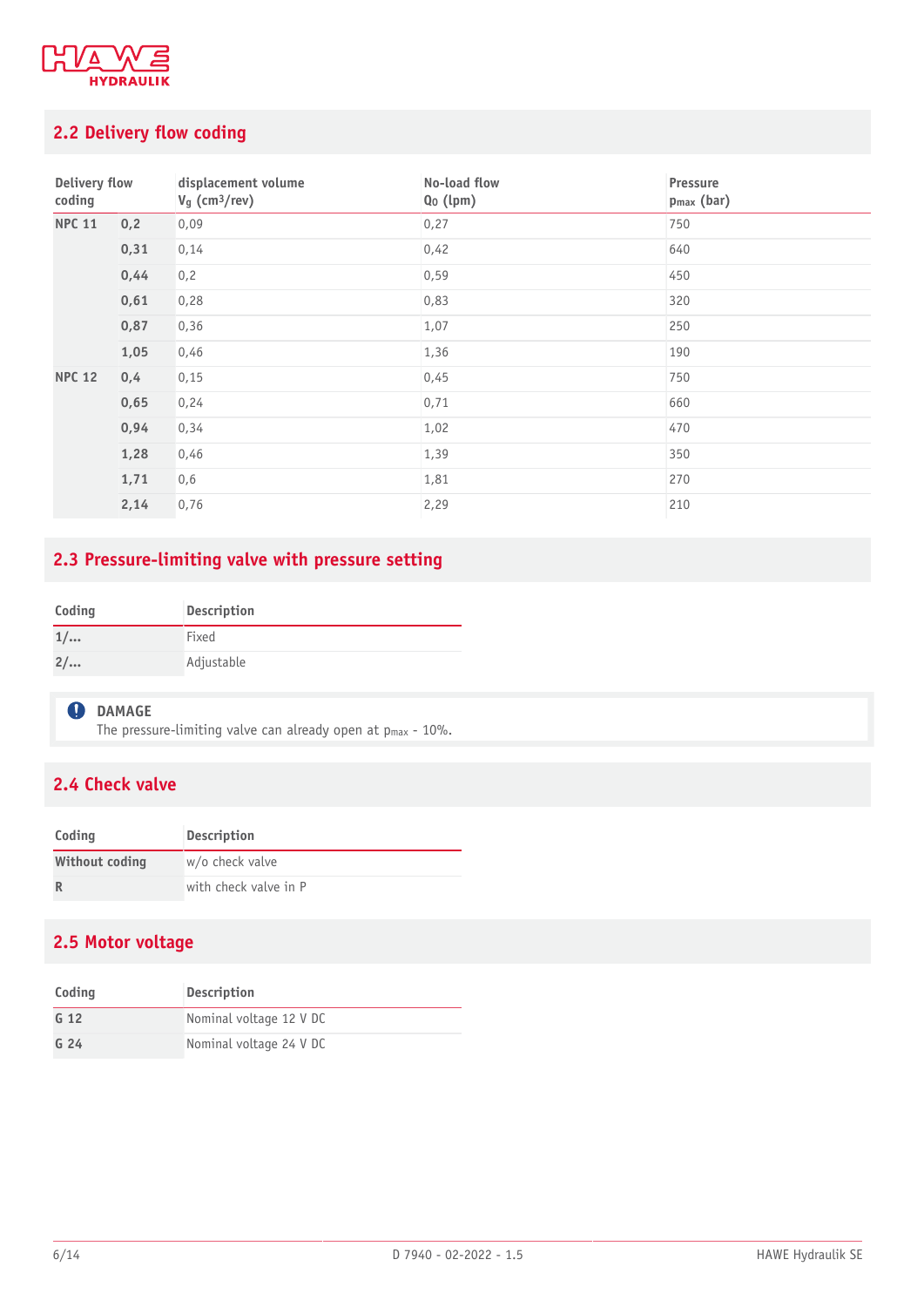## 2.2 Delivery flow coding

| Delivery flow coding | | displacement volume $V_g$ (cm³/rev) | No-load flow $Q_0$ (lpm) | Pressure $p_{max}$ (bar) |
|---|---|---|---|---|
| **NPC 11** | **0,2** | 0,09 | 0,27 | 750 |
| | **0,31** | 0,14 | 0,42 | 640 |
| | **0,44** | 0,2 | 0,59 | 450 |
| | **0,61** | 0,28 | 0,83 | 320 |
| | **0,87** | 0,36 | 1,07 | 250 |
| | **1,05** | 0,46 | 1,36 | 190 |
| **NPC 12** | **0,4** | 0,15 | 0,45 | 750 |
| | **0,65** | 0,24 | 0,71 | 660 |
| | **0,94** | 0,34 | 1,02 | 470 |
| | **1,28** | 0,46 | 1,39 | 350 |
| | **1,71** | 0,6 | 1,81 | 270 |
| | **2,14** | 0,76 | 2,29 | 210 |

## 2.3 Pressure-limiting valve with pressure setting

| Coding | Description |
|---|---|
| **1/...** | Fixed |
| **2/...** | Adjustable |

**DAMAGE**
The pressure-limiting valve can already open at $p_{max}$ - 10%.

## 2.4 Check valve

| Coding | Description |
|---|---|
| **Without coding** | w/o check valve |
| **R** | with check valve in P |

## 2.5 Motor voltage

| Coding | Description |
|---|---|
| **G 12** | Nominal voltage 12 V DC |
| **G 24** | Nominal voltage 24 V DC |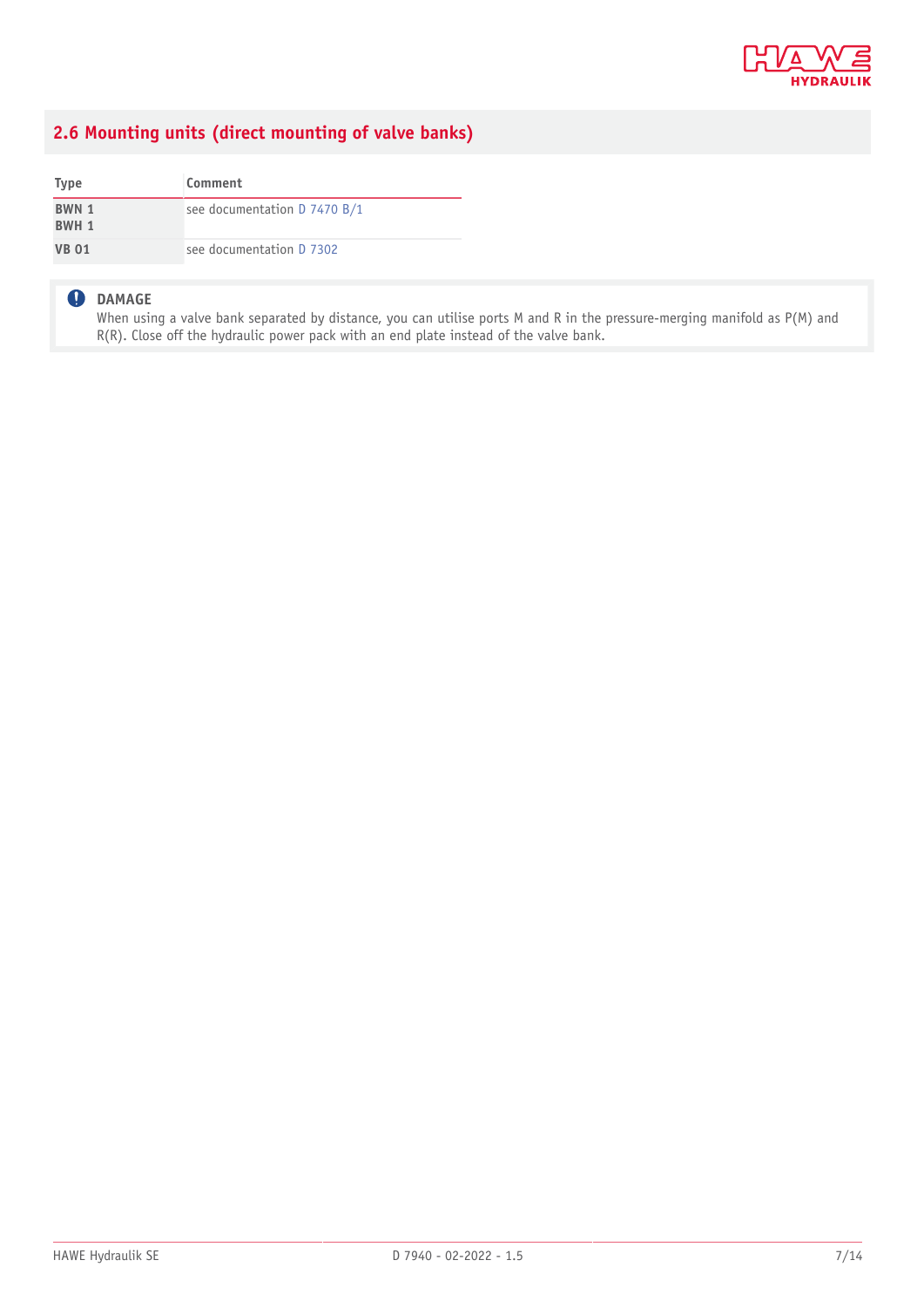## 2.6 Mounting units (direct mounting of valve banks)

| Type | Comment |
|---|---|
| **BWN 1**<br>**BWH 1** | see documentation D 7470 B/1 |
| **VB 01** | see documentation D 7302 |

**DAMAGE**
When using a valve bank separated by distance, you can utilise ports M and R in the pressure-merging manifold as P(M) and R(R). Close off the hydraulic power pack with an end plate instead of the valve bank.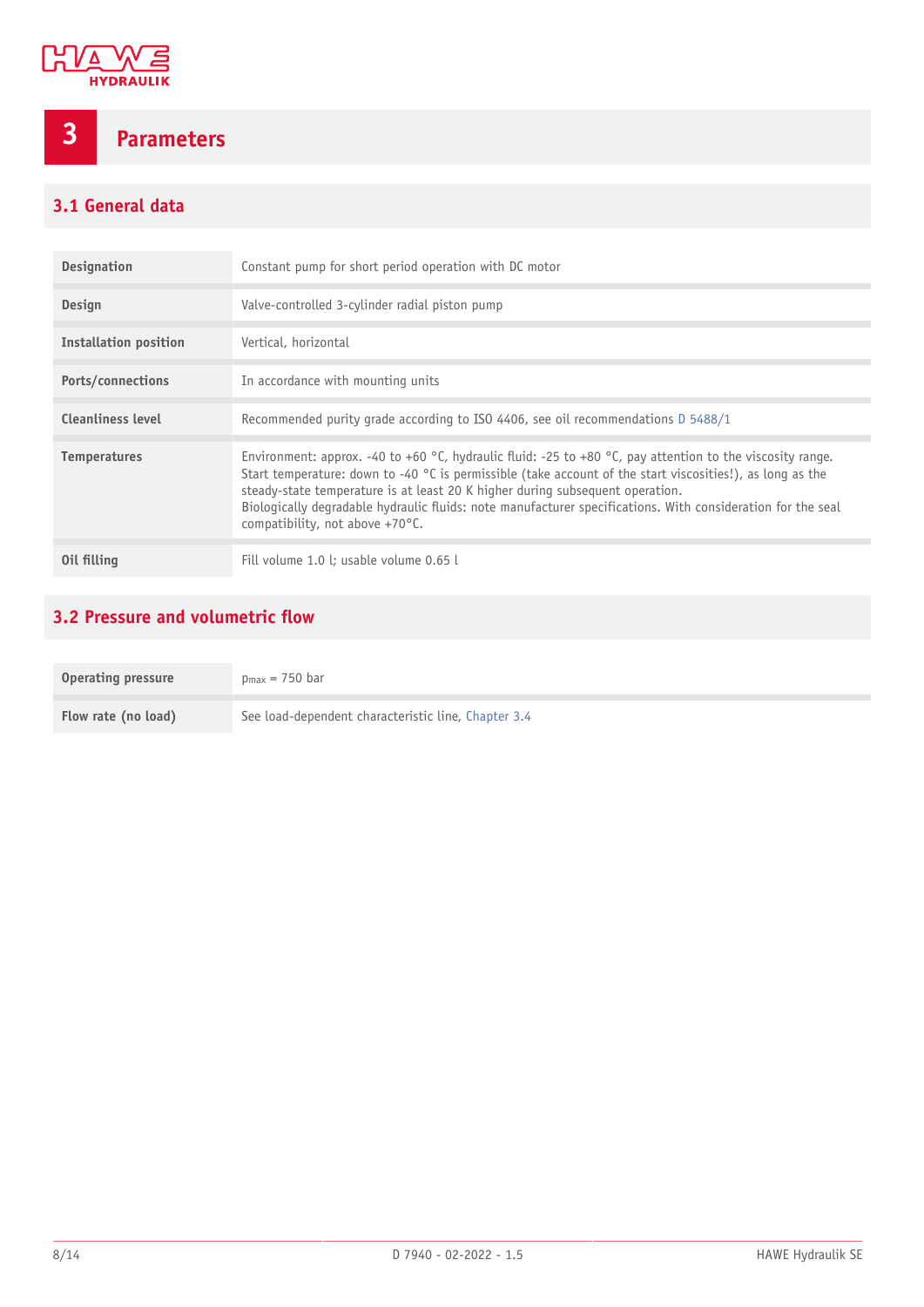# 3 Parameters

## 3.1 General data

| | |
|---|---|
| **Designation** | Constant pump for short period operation with DC motor |
| **Design** | Valve-controlled 3-cylinder radial piston pump |
| **Installation position** | Vertical, horizontal |
| **Ports/connections** | In accordance with mounting units |
| **Cleanliness level** | Recommended purity grade according to ISO 4406, see oil recommendations D 5488/1 |
| **Temperatures** | Environment: approx. -40 to +60 °C, hydraulic fluid: -25 to +80 °C, pay attention to the viscosity range.<br>Start temperature: down to -40 °C is permissible (take account of the start viscosities!), as long as the steady-state temperature is at least 20 K higher during subsequent operation.<br>Biologically degradable hydraulic fluids: note manufacturer specifications. With consideration for the seal compatibility, not above +70°C. |
| **Oil filling** | Fill volume 1.0 l; usable volume 0.65 l |

## 3.2 Pressure and volumetric flow

| | |
|---|---|
| **Operating pressure** | $p_{max}$ = 750 bar |
| **Flow rate (no load)** | See load-dependent characteristic line, Chapter 3.4 |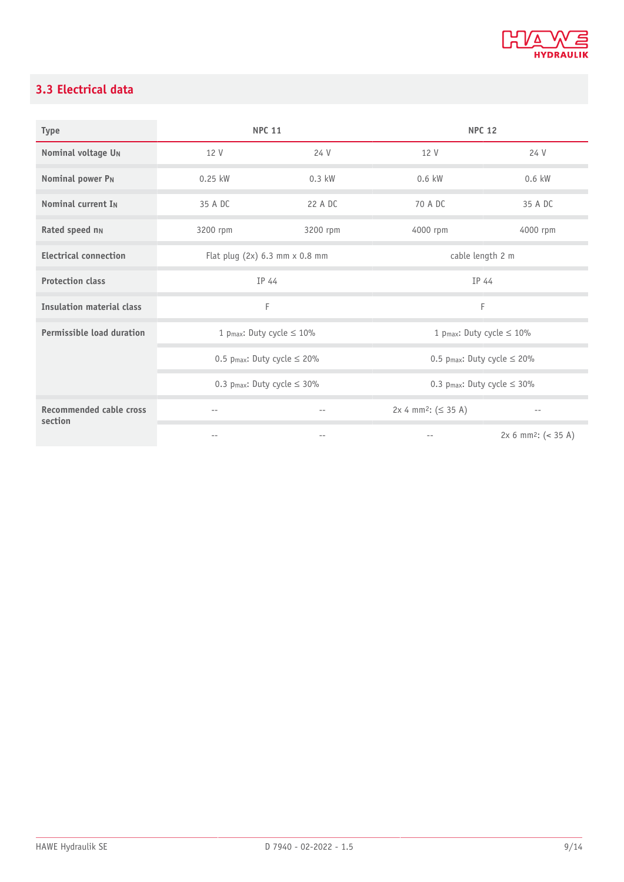## 3.3 Electrical data

| Type | NPC 11 | | NPC 12 | |
|---|---|---|---|---|
| Nominal voltage $U_N$ | 12 V | 24 V | 12 V | 24 V |
| Nominal power $P_N$ | 0.25 kW | 0.3 kW | 0.6 kW | 0.6 kW |
| Nominal current $I_N$ | 35 A DC | 22 A DC | 70 A DC | 35 A DC |
| Rated speed $n_N$ | 3200 rpm | 3200 rpm | 4000 rpm | 4000 rpm |
| Electrical connection | Flat plug (2x) 6.3 mm x 0.8 mm | | cable length 2 m | |
| Protection class | IP 44 | | IP 44 | |
| Insulation material class | F | | F | |
| Permissible load duration | 1 $p_{max}$: Duty cycle ≤ 10% | | 1 $p_{max}$: Duty cycle ≤ 10% | |
| | 0.5 $p_{max}$: Duty cycle ≤ 20% | | 0.5 $p_{max}$: Duty cycle ≤ 20% | |
| | 0.3 $p_{max}$: Duty cycle ≤ 30% | | 0.3 $p_{max}$: Duty cycle ≤ 30% | |
| Recommended cable cross section | -- | -- | 2x 4 mm²: (≤ 35 A) | -- |
| | -- | -- | -- | 2x 6 mm²: (< 35 A) |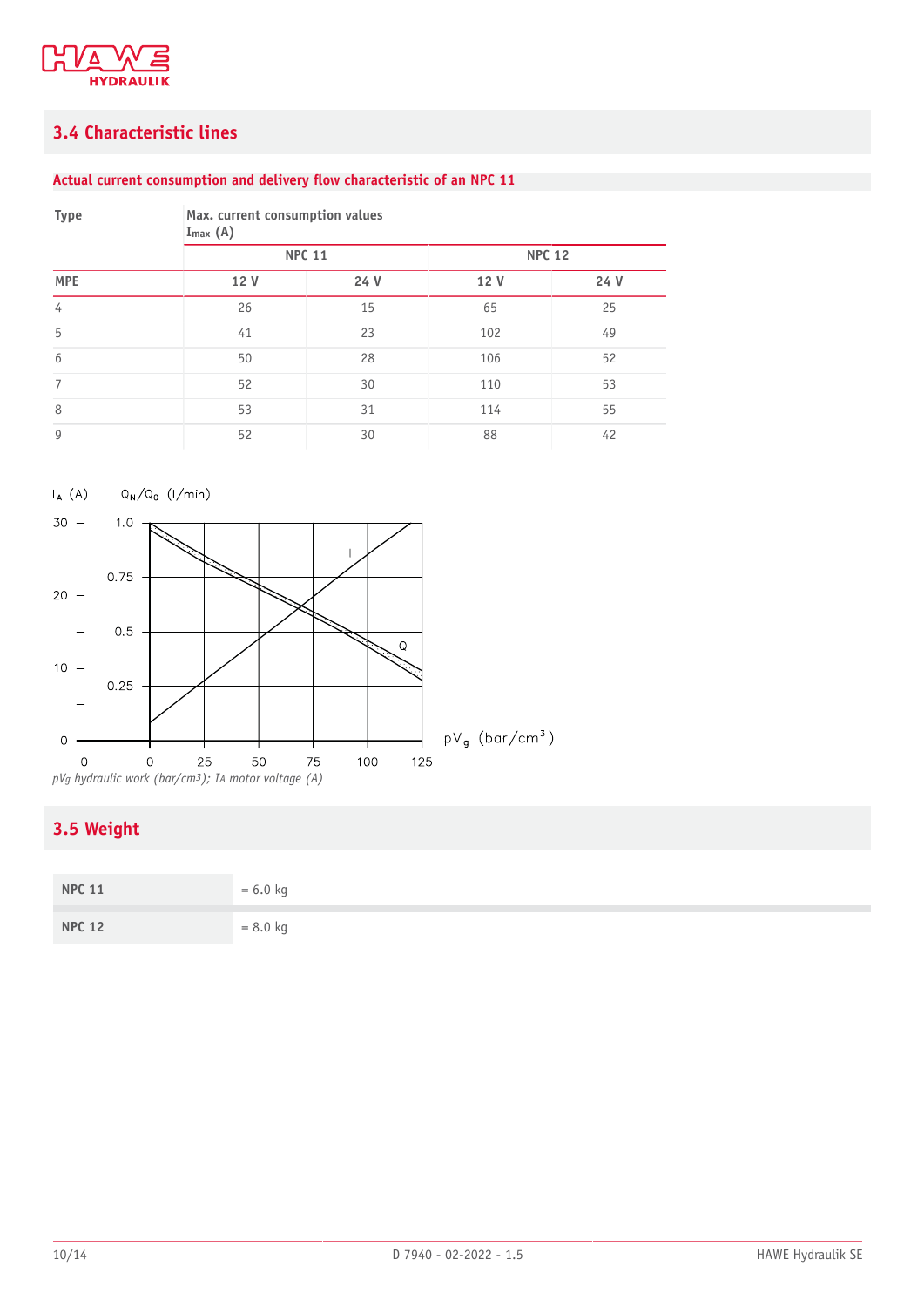## 3.4 Characteristic lines

### Actual current consumption and delivery flow characteristic of an NPC 11

| Type | Max. current consumption values $I_{max}$ (A) | | | |
|---|---|---|---|---|
| | NPC 11 | | NPC 12 | |
| MPE | 12 V | 24 V | 12 V | 24 V |
| 4 | 26 | 15 | 65 | 25 |
| 5 | 41 | 23 | 102 | 49 |
| 6 | 50 | 28 | 106 | 52 |
| 7 | 52 | 30 | 110 | 53 |
| 8 | 53 | 31 | 114 | 55 |
| 9 | 52 | 30 | 88 | 42 |

*pVg hydraulic work (bar/cm3); IA motor voltage (A)*

## 3.5 Weight

| | |
|---|---|
| NPC 11 | = 6.0 kg |
| NPC 12 | = 8.0 kg |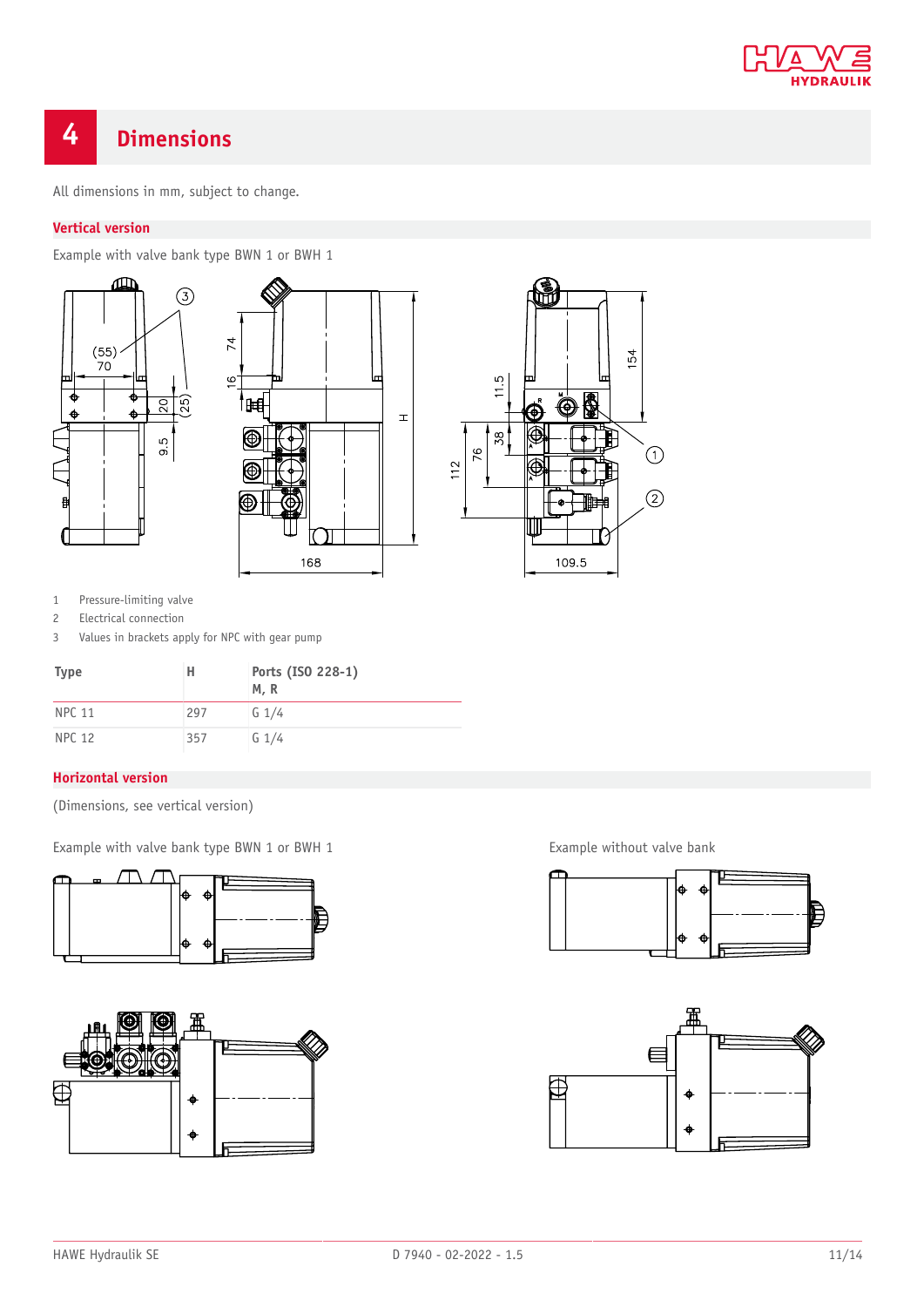# 4 Dimensions

All dimensions in mm, subject to change.

## Vertical version

Example with valve bank type BWN 1 or BWH 1

1 Pressure-limiting valve
2 Electrical connection
3 Values in brackets apply for NPC with gear pump

| Type | H | Ports (ISO 228-1) M, R |
|---|---|---|
| NPC 11 | 297 | G 1/4 |
| NPC 12 | 357 | G 1/4 |

## Horizontal version

(Dimensions, see vertical version)

Example with valve bank type BWN 1 or BWH 1

Example without valve bank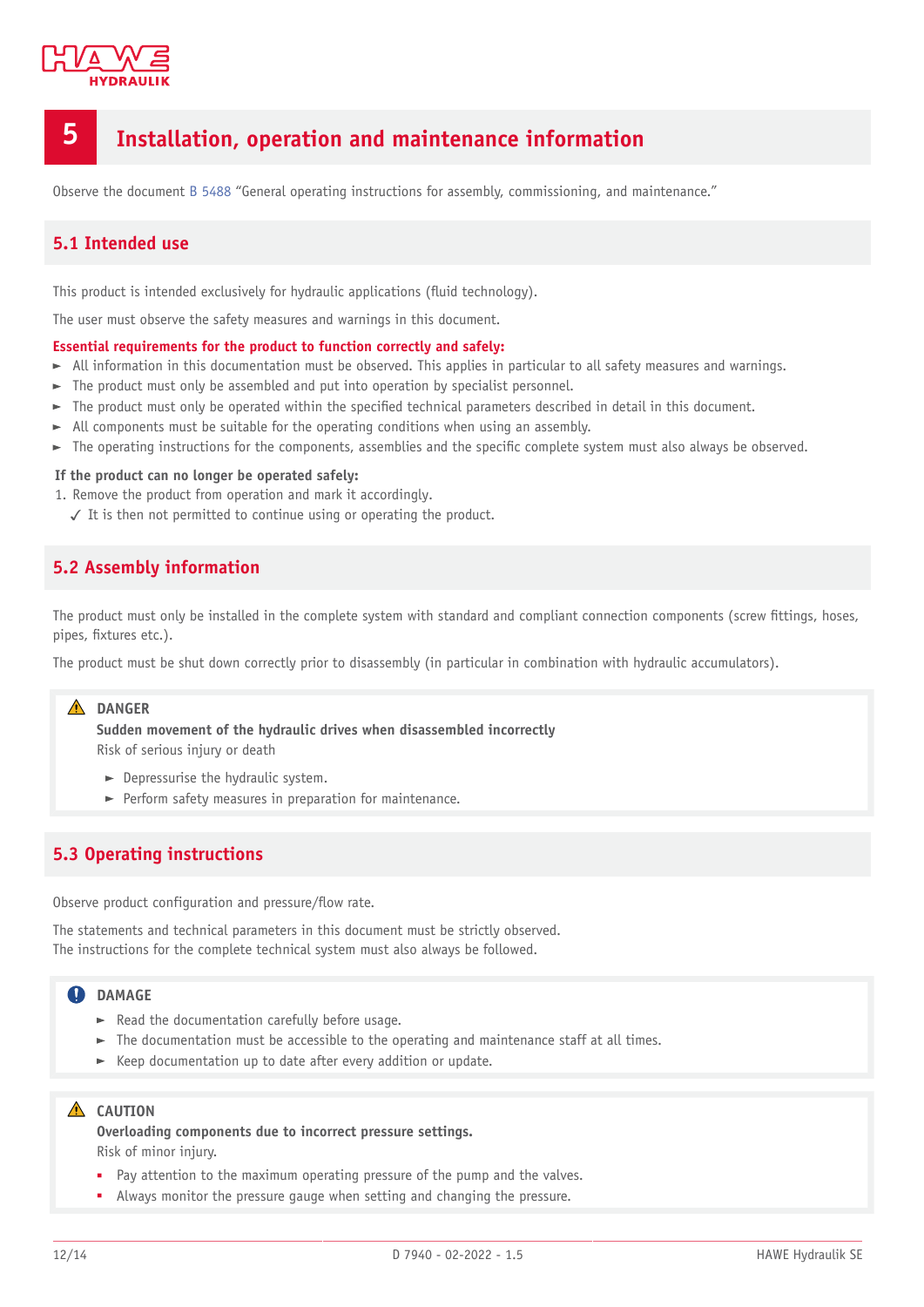# 5 Installation, operation and maintenance information

Observe the document B 5488 "General operating instructions for assembly, commissioning, and maintenance."

## 5.1 Intended use

This product is intended exclusively for hydraulic applications (fluid technology).

The user must observe the safety measures and warnings in this document.

**Essential requirements for the product to function correctly and safely:**

- All information in this documentation must be observed. This applies in particular to all safety measures and warnings.
- The product must only be assembled and put into operation by specialist personnel.
- The product must only be operated within the specified technical parameters described in detail in this document.
- All components must be suitable for the operating conditions when using an assembly.
- The operating instructions for the components, assemblies and the specific complete system must also always be observed.

**If the product can no longer be operated safely:**

1. Remove the product from operation and mark it accordingly.
   ✓ It is then not permitted to continue using or operating the product.

## 5.2 Assembly information

The product must only be installed in the complete system with standard and compliant connection components (screw fittings, hoses, pipes, fixtures etc.).

The product must be shut down correctly prior to disassembly (in particular in combination with hydraulic accumulators).

> ⚠ **DANGER**
>
> **Sudden movement of the hydraulic drives when disassembled incorrectly**
>
> Risk of serious injury or death
>
> - Depressurise the hydraulic system.
> - Perform safety measures in preparation for maintenance.

## 5.3 Operating instructions

Observe product configuration and pressure/flow rate.

The statements and technical parameters in this document must be strictly observed.
The instructions for the complete technical system must also always be followed.

> **DAMAGE**
>
> - Read the documentation carefully before usage.
> - The documentation must be accessible to the operating and maintenance staff at all times.
> - Keep documentation up to date after every addition or update.

> ⚠ **CAUTION**
>
> **Overloading components due to incorrect pressure settings.**
>
> Risk of minor injury.
>
> - Pay attention to the maximum operating pressure of the pump and the valves.
> - Always monitor the pressure gauge when setting and changing the pressure.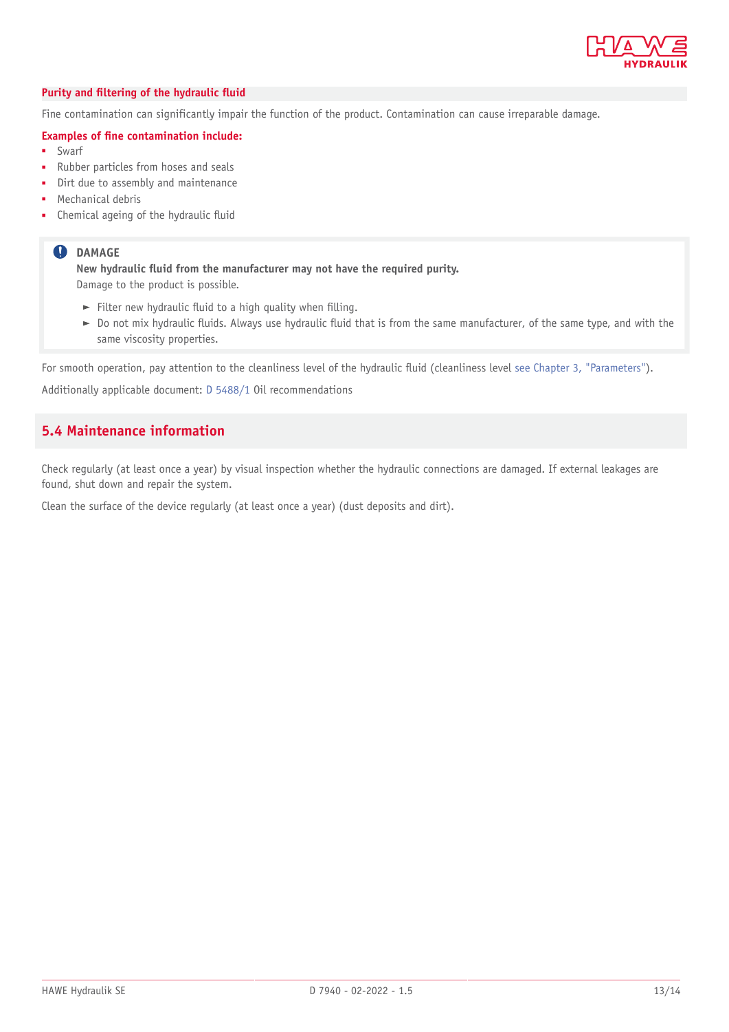#### Purity and filtering of the hydraulic fluid

Fine contamination can significantly impair the function of the product. Contamination can cause irreparable damage.

**Examples of fine contamination include:**

- Swarf
- Rubber particles from hoses and seals
- Dirt due to assembly and maintenance
- Mechanical debris
- Chemical ageing of the hydraulic fluid

> **DAMAGE**
>
> **New hydraulic fluid from the manufacturer may not have the required purity.**
>
> Damage to the product is possible.
>
> ► Filter new hydraulic fluid to a high quality when filling.
>
> ► Do not mix hydraulic fluids. Always use hydraulic fluid that is from the same manufacturer, of the same type, and with the same viscosity properties.

For smooth operation, pay attention to the cleanliness level of the hydraulic fluid (cleanliness level see Chapter 3, "Parameters").

Additionally applicable document: D 5488/1 Oil recommendations

## 5.4 Maintenance information

Check regularly (at least once a year) by visual inspection whether the hydraulic connections are damaged. If external leakages are found, shut down and repair the system.

Clean the surface of the device regularly (at least once a year) (dust deposits and dirt).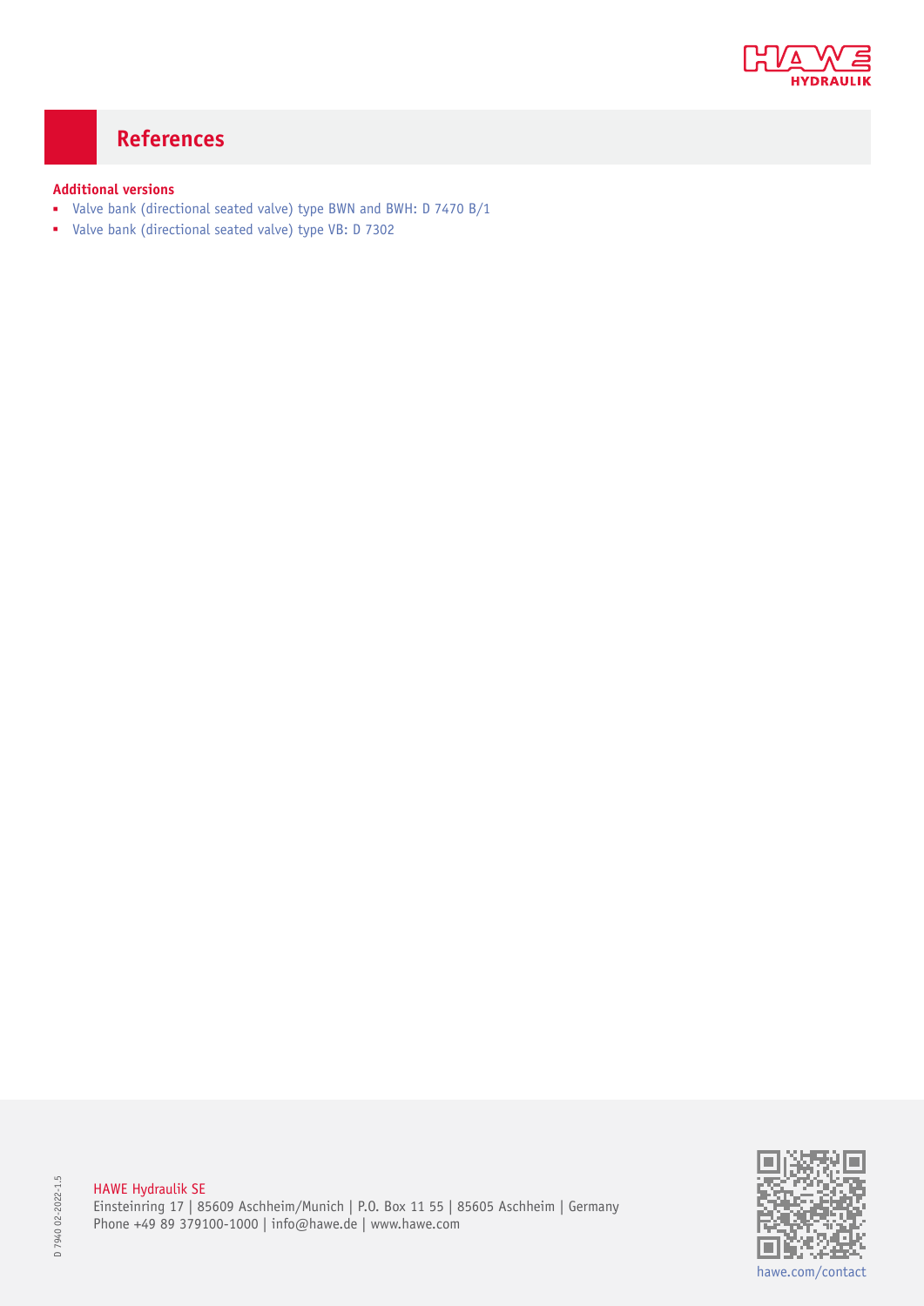# References

**Additional versions**

- Valve bank (directional seated valve) type BWN and BWH: D 7470 B/1
- Valve bank (directional seated valve) type VB: D 7302

HAWE Hydraulik SE
Einsteinring 17 | 85609 Aschheim/Munich | P.O. Box 11 55 | 85605 Aschheim | Germany
Phone +49 89 379100-1000 | info@hawe.de | www.hawe.com

hawe.com/contact

D 7940 02-2022-1.5